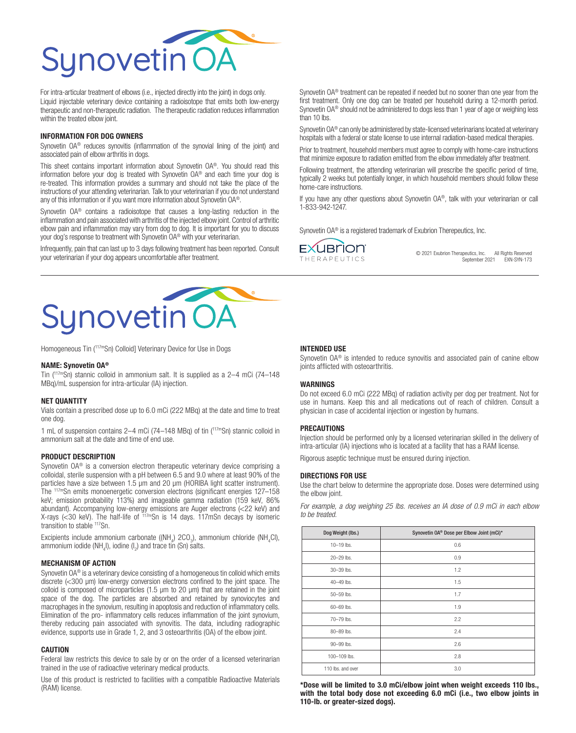# Synovetin OA®

For intra-articular treatment of elbows (i.e., injected directly into the joint) in dogs only. Liquid injectable veterinary device containing a radioisotope that emits both low-energy therapeutic and non-therapeutic radiation. The therapeutic radiation reduces inflammation within the treated elbow joint.

## INFORMATION FOR DOG OWNERS

Synovetin OA® reduces synovitis (inflammation of the synovial lining of the joint) and associated pain of elbow arthritis in dogs.

This sheet contains important information about Synovetin OA®. You should read this information before your dog is treated with Synovetin OA® and each time your dog is re-treated. This information provides a summary and should not take the place of the instructions of your attending veterinarian. Talk to your veterinarian if you do not understand any of this information or if you want more information about Synovetin OA®.

Synovetin OA® contains a radioisotope that causes a long-lasting reduction in the inflammation and pain associated with arthritis of the injected elbow joint. Control of arthritic elbow pain and inflammation may vary from dog to dog. It is important for you to discuss your dog's response to treatment with Synovetin OA® with your veterinarian.

Infrequently, pain that can last up to 3 days following treatment has been reported. Consult your veterinarian if your dog appears uncomfortable after treatment.

Synovetin OA® treatment can be repeated if needed but no sooner than one year from the first treatment. Only one dog can be treated per household during a 12-month period. Synovetin OA® should not be administered to dogs less than 1 year of age or weighing less than 10 lbs.

Synovetin OA® can only be administered by state-licensed veterinarians located at veterinary hospitals with a federal or state license to use internal radiation-based medical therapies.

Prior to treatment, household members must agree to comply with home-care instructions that minimize exposure to radiation emitted from the elbow immediately after treatment.

Following treatment, the attending veterinarian will prescribe the specific period of time, typically 2 weeks but potentially longer, in which household members should follow these home-care instructions.

If you have any other questions about Synovetin OA®, talk with your veterinarian or call 1-833-942-1247.

Synovetin OA® is a registered trademark of Exubrion Therepeutics, Inc.

EXUBRION THERAPEUTICS

© 2021 Exubrion Therapeutics, Inc. All Rights Reserved September 2021 EXN-SYN-173

---

# Synovetin OA®

Homogeneous Tin ($^{117m}$Sn) Colloid] Veterinary Device for Use in Dogs

## NAME: Synovetin OA®

Tin ($^{117m}$Sn) stannic colloid in ammonium salt. It is supplied as a 2–4 mCi (74–148 MBq)/mL suspension for intra-articular (IA) injection.

## NET QUANTITY

Vials contain a prescribed dose up to 6.0 mCi (222 MBq) at the date and time to treat one dog.

1 mL of suspension contains 2–4 mCi (74–148 MBq) of tin ($^{117m}$Sn) stannic colloid in ammonium salt at the date and time of end use.

## PRODUCT DESCRIPTION

Synovetin OA® is a conversion electron therapeutic veterinary device comprising a colloidal, sterile suspension with a pH between 6.5 and 9.0 where at least 90% of the particles have a size between 1.5 µm and 20 µm (HORIBA light scatter instrument). The $^{117m}$Sn emits monoenergetic conversion electrons (significant energies 127–158 keV; emission probability 113%) and imageable gamma radiation (159 keV, 86% abundant). Accompanying low-energy emissions are Auger electrons (<22 keV) and X-rays (<30 keV). The half-life of $^{117m}$Sn is 14 days. 117mSn decays by isomeric transition to stable $^{117}$Sn.

Excipients include ammonium carbonate (($NH_4$) $2CO_3$), ammonium chloride ($NH_4Cl$), ammonium iodide ($NH_4I$), iodine ($I_2$) and trace tin (Sn) salts.

## MECHANISM OF ACTION

Synovetin OA® is a veterinary device consisting of a homogeneous tin colloid which emits discrete (<300 µm) low-energy conversion electrons confined to the joint space. The colloid is composed of microparticles (1.5 µm to 20 µm) that are retained in the joint space of the dog. The particles are absorbed and retained by synoviocytes and macrophages in the synovium, resulting in apoptosis and reduction of inflammatory cells. Elimination of the pro- inflammatory cells reduces inflammation of the joint synovium, thereby reducing pain associated with synovitis. The data, including radiographic evidence, supports use in Grade 1, 2, and 3 osteoarthritis (OA) of the elbow joint.

## CAUTION

Federal law restricts this device to sale by or on the order of a licensed veterinarian trained in the use of radioactive veterinary medical products.

Use of this product is restricted to facilities with a compatible Radioactive Materials (RAM) license.

## INTENDED USE

Synovetin OA® is intended to reduce synovitis and associated pain of canine elbow joints afflicted with osteoarthritis.

## WARNINGS

Do not exceed 6.0 mCi (222 MBq) of radiation activity per dog per treatment. Not for use in humans. Keep this and all medications out of reach of children. Consult a physician in case of accidental injection or ingestion by humans.

## PRECAUTIONS

Injection should be performed only by a licensed veterinarian skilled in the delivery of intra-articular (IA) injections who is located at a facility that has a RAM license.

Rigorous aseptic technique must be ensured during injection.

## DIRECTIONS FOR USE

Use the chart below to determine the appropriate dose. Doses were determined using the elbow joint.

*For example, a dog weighing 25 lbs. receives an IA dose of 0.9 mCi in each elbow to be treated.*

| Dog Weight (lbs.) | Synovetin OA® Dose per Elbow Joint (mCi)* |
|---|---|
| 10–19 lbs. | 0.6 |
| 20–29 lbs. | 0.9 |
| 30–39 lbs. | 1.2 |
| 40–49 lbs. | 1.5 |
| 50–59 lbs. | 1.7 |
| 60–69 lbs. | 1.9 |
| 70–79 lbs. | 2.2 |
| 80–89 lbs. | 2.4 |
| 90–99 lbs. | 2.6 |
| 100–109 lbs. | 2.8 |
| 110 lbs. and over | 3.0 |

**\*Dose will be limited to 3.0 mCi/elbow joint when weight exceeds 110 lbs., with the total body dose not exceeding 6.0 mCi (i.e., two elbow joints in 110-lb. or greater-sized dogs).**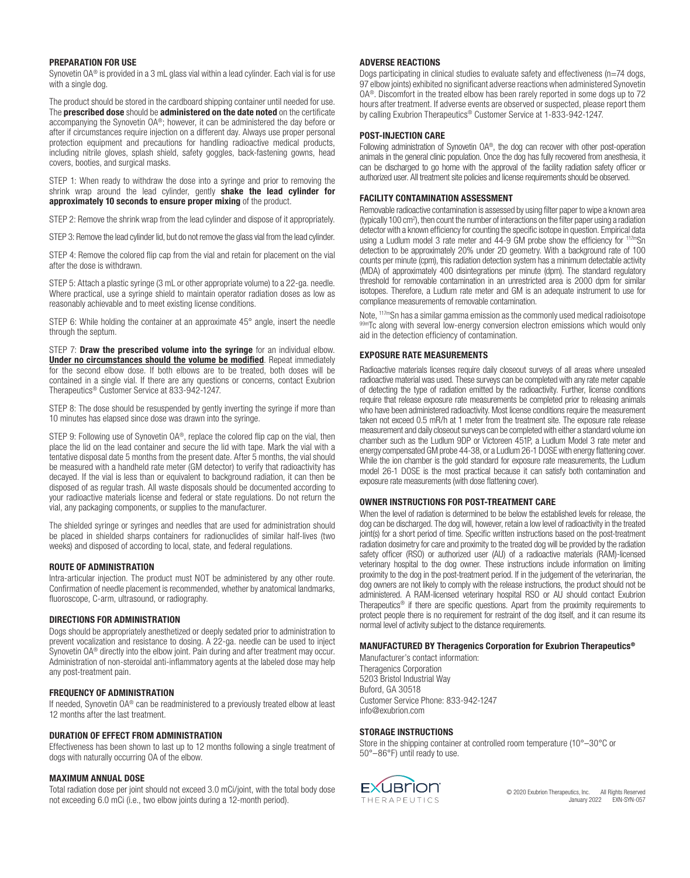## PREPARATION FOR USE

Synovetin OA® is provided in a 3 mL glass vial within a lead cylinder. Each vial is for use with a single dog.

The product should be stored in the cardboard shipping container until needed for use. The **prescribed dose** should be **administered on the date noted** on the certificate accompanying the Synovetin OA®; however, it can be administered the day before or after if circumstances require injection on a different day. Always use proper personal protection equipment and precautions for handling radioactive medical products, including nitrile gloves, splash shield, safety goggles, back-fastening gowns, head covers, booties, and surgical masks.

STEP 1: When ready to withdraw the dose into a syringe and prior to removing the shrink wrap around the lead cylinder, gently **shake the lead cylinder for approximately 10 seconds to ensure proper mixing** of the product.

STEP 2: Remove the shrink wrap from the lead cylinder and dispose of it appropriately.

STEP 3: Remove the lead cylinder lid, but do not remove the glass vial from the lead cylinder.

STEP 4: Remove the colored flip cap from the vial and retain for placement on the vial after the dose is withdrawn.

STEP 5: Attach a plastic syringe (3 mL or other appropriate volume) to a 22-ga. needle. Where practical, use a syringe shield to maintain operator radiation doses as low as reasonably achievable and to meet existing license conditions.

STEP 6: While holding the container at an approximate 45° angle, insert the needle through the septum.

STEP 7: **Draw the prescribed volume into the syringe** for an individual elbow. **Under no circumstances should the volume be modified**. Repeat immediately for the second elbow dose. If both elbows are to be treated, both doses will be contained in a single vial. If there are any questions or concerns, contact Exubrion Therapeutics® Customer Service at 833-942-1247.

STEP 8: The dose should be resuspended by gently inverting the syringe if more than 10 minutes has elapsed since dose was drawn into the syringe.

STEP 9: Following use of Synovetin OA®, replace the colored flip cap on the vial, then place the lid on the lead container and secure the lid with tape. Mark the vial with a tentative disposal date 5 months from the present date. After 5 months, the vial should be measured with a handheld rate meter (GM detector) to verify that radioactivity has decayed. If the vial is less than or equivalent to background radiation, it can then be disposed of as regular trash. All waste disposals should be documented according to your radioactive materials license and federal or state regulations. Do not return the vial, any packaging components, or supplies to the manufacturer.

The shielded syringe or syringes and needles that are used for administration should be placed in shielded sharps containers for radionuclides of similar half-lives (two weeks) and disposed of according to local, state, and federal regulations.

## ROUTE OF ADMINISTRATION

Intra-articular injection. The product must NOT be administered by any other route. Confirmation of needle placement is recommended, whether by anatomical landmarks, fluoroscope, C-arm, ultrasound, or radiography.

## DIRECTIONS FOR ADMINISTRATION

Dogs should be appropriately anesthetized or deeply sedated prior to administration to prevent vocalization and resistance to dosing. A 22-ga. needle can be used to inject Synovetin OA® directly into the elbow joint. Pain during and after treatment may occur. Administration of non-steroidal anti-inflammatory agents at the labeled dose may help any post-treatment pain.

## FREQUENCY OF ADMINISTRATION

If needed, Synovetin OA® can be readministered to a previously treated elbow at least 12 months after the last treatment.

## DURATION OF EFFECT FROM ADMINISTRATION

Effectiveness has been shown to last up to 12 months following a single treatment of dogs with naturally occurring OA of the elbow.

## MAXIMUM ANNUAL DOSE

Total radiation dose per joint should not exceed 3.0 mCi/joint, with the total body dose not exceeding 6.0 mCi (i.e., two elbow joints during a 12-month period).

## ADVERSE REACTIONS

Dogs participating in clinical studies to evaluate safety and effectiveness (n=74 dogs, 97 elbow joints) exhibited no significant adverse reactions when administered Synovetin OA®. Discomfort in the treated elbow has been rarely reported in some dogs up to 72 hours after treatment. If adverse events are observed or suspected, please report them by calling Exubrion Therapeutics® Customer Service at 1-833-942-1247.

## POST-INJECTION CARE

Following administration of Synovetin OA®, the dog can recover with other post-operation animals in the general clinic population. Once the dog has fully recovered from anesthesia, it can be discharged to go home with the approval of the facility radiation safety officer or authorized user. All treatment site policies and license requirements should be observed.

## FACILITY CONTAMINATION ASSESSMENT

Removable radioactive contamination is assessed by using filter paper to wipe a known area (typically 100 $cm^2$), then count the number of interactions on the filter paper using a radiation detector with a known efficiency for counting the specific isotope in question. Empirical data using a Ludlum model 3 rate meter and 44-9 GM probe show the efficiency for $^{117m}$Sn detection to be approximately 20% under 2D geometry. With a background rate of 100 counts per minute (cpm), this radiation detection system has a minimum detectable activity (MDA) of approximately 400 disintegrations per minute (dpm). The standard regulatory threshold for removable contamination in an unrestricted area is 2000 dpm for similar isotopes. Therefore, a Ludlum rate meter and GM is an adequate instrument to use for compliance measurements of removable contamination.

Note, $^{117m}$Sn has a similar gamma emission as the commonly used medical radioisotope $^{99m}$Tc along with several low-energy conversion electron emissions which would only aid in the detection efficiency of contamination.

## EXPOSURE RATE MEASUREMENTS

Radioactive materials licenses require daily closeout surveys of all areas where unsealed radioactive material was used. These surveys can be completed with any rate meter capable of detecting the type of radiation emitted by the radioactivity. Further, license conditions require that release exposure rate measurements be completed prior to releasing animals who have been administered radioactivity. Most license conditions require the measurement taken not exceed 0.5 mR/h at 1 meter from the treatment site. The exposure rate release measurement and daily closeout surveys can be completed with either a standard volume ion chamber such as the Ludlum 9DP or Victoreen 451P, a Ludlum Model 3 rate meter and energy compensated GM probe 44-38, or a Ludlum 26-1 DOSE with energy flattening cover. While the ion chamber is the gold standard for exposure rate measurements, the Ludlum model 26-1 DOSE is the most practical because it can satisfy both contamination and exposure rate measurements (with dose flattening cover).

## OWNER INSTRUCTIONS FOR POST-TREATMENT CARE

When the level of radiation is determined to be below the established levels for release, the dog can be discharged. The dog will, however, retain a low level of radioactivity in the treated joint(s) for a short period of time. Specific written instructions based on the post-treatment radiation dosimetry for care and proximity to the treated dog will be provided by the radiation safety officer (RSO) or authorized user (AU) of a radioactive materials (RAM)-licensed veterinary hospital to the dog owner. These instructions include information on limiting proximity to the dog in the post-treatment period. If in the judgement of the veterinarian, the dog owners are not likely to comply with the release instructions, the product should not be administered. A RAM-licensed veterinary hospital RSO or AU should contact Exubrion Therapeutics® if there are specific questions. Apart from the proximity requirements to protect people there is no requirement for restraint of the dog itself, and it can resume its normal level of activity subject to the distance requirements.

## MANUFACTURED BY Theragenics Corporation for Exubrion Therapeutics®

Manufacturer's contact information:
Theragenics Corporation
5203 Bristol Industrial Way
Buford, GA 30518
Customer Service Phone: 833-942-1247
info@exubrion.com

## STORAGE INSTRUCTIONS

Store in the shipping container at controlled room temperature (10°–30°C or 50°–86°F) until ready to use.

Exubrion THERAPEUTICS

© 2020 Exubrion Therapeutics, Inc. All Rights Reserved
January 2022 EXN-SYN-057